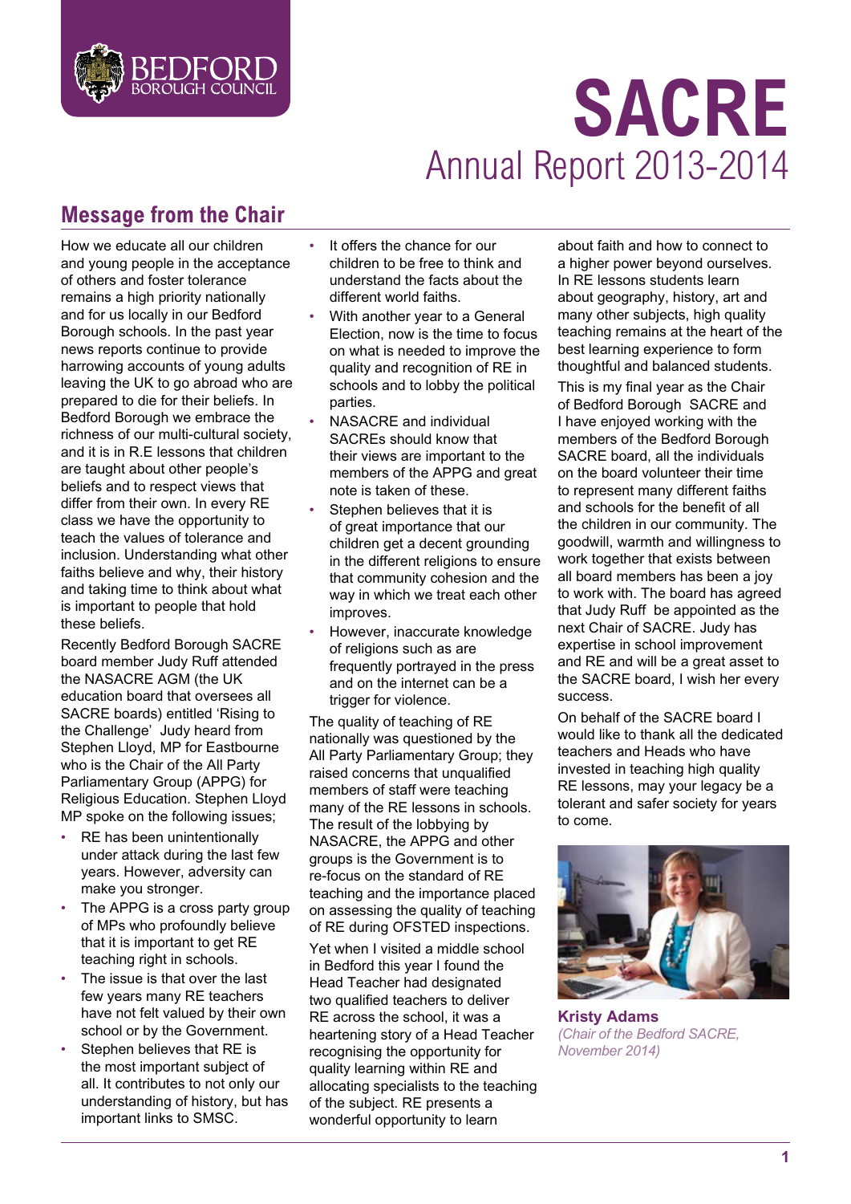# SACRE

## Annual Report 2013-2014

## Message from the Chair

How we educate all our children and young people in the acceptance of others and foster tolerance remains a high priority nationally and for us locally in our Bedford Borough schools. In the past year news reports continue to provide harrowing accounts of young adults leaving the UK to go abroad who are prepared to die for their beliefs. In Bedford Borough we embrace the richness of our multi-cultural society, and it is in R.E lessons that children are taught about other people's beliefs and to respect views that differ from their own. In every RE class we have the opportunity to teach the values of tolerance and inclusion. Understanding what other faiths believe and why, their history and taking time to think about what is important to people that hold these beliefs.

Recently Bedford Borough SACRE board member Judy Ruff attended the NASACRE AGM (the UK education board that oversees all SACRE boards) entitled 'Rising to the Challenge' Judy heard from Stephen Lloyd, MP for Eastbourne who is the Chair of the All Party Parliamentary Group (APPG) for Religious Education. Stephen Lloyd MP spoke on the following issues;

- RE has been unintentionally under attack during the last few years. However, adversity can make you stronger.
- The APPG is a cross party group of MPs who profoundly believe that it is important to get RE teaching right in schools.
- The issue is that over the last few years many RE teachers have not felt valued by their own school or by the Government.
- Stephen believes that RE is the most important subject of all. It contributes to not only our understanding of history, but has important links to SMSC.
- It offers the chance for our children to be free to think and understand the facts about the different world faiths.
- With another year to a General Election, now is the time to focus on what is needed to improve the quality and recognition of RE in schools and to lobby the political parties.
- NASACRE and individual SACREs should know that their views are important to the members of the APPG and great note is taken of these.
- Stephen believes that it is of great importance that our children get a decent grounding in the different religions to ensure that community cohesion and the way in which we treat each other improves.
- However, inaccurate knowledge of religions such as are frequently portrayed in the press and on the internet can be a trigger for violence.

The quality of teaching of RE nationally was questioned by the All Party Parliamentary Group; they raised concerns that unqualified members of staff were teaching many of the RE lessons in schools. The result of the lobbying by NASACRE, the APPG and other groups is the Government is to re-focus on the standard of RE teaching and the importance placed on assessing the quality of teaching of RE during OFSTED inspections.

Yet when I visited a middle school in Bedford this year I found the Head Teacher had designated two qualified teachers to deliver RE across the school, it was a heartening story of a Head Teacher recognising the opportunity for quality learning within RE and allocating specialists to the teaching of the subject. RE presents a wonderful opportunity to learn about faith and how to connect to a higher power beyond ourselves. In RE lessons students learn about geography, history, art and many other subjects, high quality teaching remains at the heart of the best learning experience to form thoughtful and balanced students.

This is my final year as the Chair of Bedford Borough SACRE and I have enjoyed working with the members of the Bedford Borough SACRE board, all the individuals on the board volunteer their time to represent many different faiths and schools for the benefit of all the children in our community. The goodwill, warmth and willingness to work together that exists between all board members has been a joy to work with. The board has agreed that Judy Ruff be appointed as the next Chair of SACRE. Judy has expertise in school improvement and RE and will be a great asset to the SACRE board, I wish her every success.

On behalf of the SACRE board I would like to thank all the dedicated teachers and Heads who have invested in teaching high quality RE lessons, may your legacy be a tolerant and safer society for years to come.

**Kristy Adams**
*(Chair of the Bedford SACRE, November 2014)*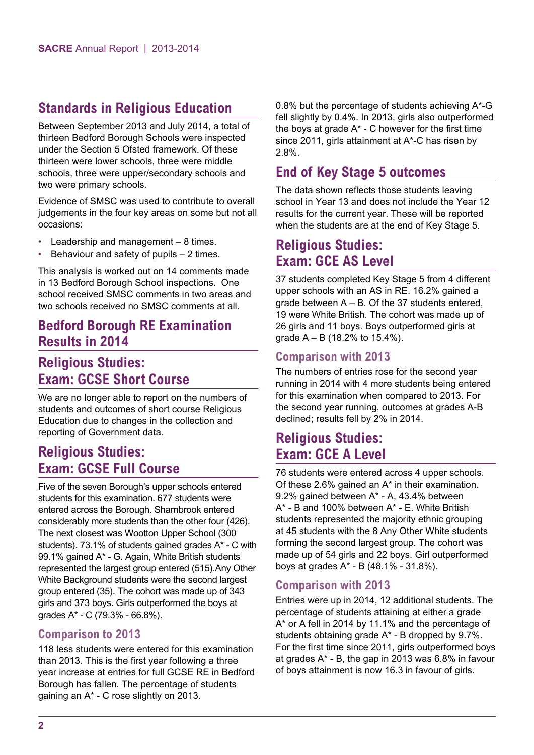## Standards in Religious Education

Between September 2013 and July 2014, a total of thirteen Bedford Borough Schools were inspected under the Section 5 Ofsted framework. Of these thirteen were lower schools, three were middle schools, three were upper/secondary schools and two were primary schools.

Evidence of SMSC was used to contribute to overall judgements in the four key areas on some but not all occasions:

- Leadership and management – 8 times.
- Behaviour and safety of pupils – 2 times.

This analysis is worked out on 14 comments made in 13 Bedford Borough School inspections. One school received SMSC comments in two areas and two schools received no SMSC comments at all.

## Bedford Borough RE Examination Results in 2014

## Religious Studies: Exam: GCSE Short Course

We are no longer able to report on the numbers of students and outcomes of short course Religious Education due to changes in the collection and reporting of Government data.

## Religious Studies: Exam: GCSE Full Course

Five of the seven Borough's upper schools entered students for this examination. 677 students were entered across the Borough. Sharnbrook entered considerably more students than the other four (426). The next closest was Wootton Upper School (300 students). 73.1% of students gained grades A* - C with 99.1% gained A* - G. Again, White British students represented the largest group entered (515).Any Other White Background students were the second largest group entered (35). The cohort was made up of 343 girls and 373 boys. Girls outperformed the boys at grades A* - C (79.3% - 66.8%).

### Comparison to 2013

118 less students were entered for this examination than 2013. This is the first year following a three year increase at entries for full GCSE RE in Bedford Borough has fallen. The percentage of students gaining an A* - C rose slightly on 2013. 0.8% but the percentage of students achieving A*-G fell slightly by 0.4%. In 2013, girls also outperformed the boys at grade A* - C however for the first time since 2011, girls attainment at A*-C has risen by 2.8%.

## End of Key Stage 5 outcomes

The data shown reflects those students leaving school in Year 13 and does not include the Year 12 results for the current year. These will be reported when the students are at the end of Key Stage 5.

## Religious Studies: Exam: GCE AS Level

37 students completed Key Stage 5 from 4 different upper schools with an AS in RE. 16.2% gained a grade between A – B. Of the 37 students entered, 19 were White British. The cohort was made up of 26 girls and 11 boys. Boys outperformed girls at grade A – B (18.2% to 15.4%).

### Comparison with 2013

The numbers of entries rose for the second year running in 2014 with 4 more students being entered for this examination when compared to 2013. For the second year running, outcomes at grades A-B declined; results fell by 2% in 2014.

## Religious Studies: Exam: GCE A Level

76 students were entered across 4 upper schools. Of these 2.6% gained an A* in their examination. 9.2% gained between A* - A, 43.4% between A* - B and 100% between A* - E. White British students represented the majority ethnic grouping at 45 students with the 8 Any Other White students forming the second largest group. The cohort was made up of 54 girls and 22 boys. Girl outperformed boys at grades A* - B (48.1% - 31.8%).

### Comparison with 2013

Entries were up in 2014, 12 additional students. The percentage of students attaining at either a grade A* or A fell in 2014 by 11.1% and the percentage of students obtaining grade A* - B dropped by 9.7%. For the first time since 2011, girls outperformed boys at grades A* - B, the gap in 2013 was 6.8% in favour of boys attainment is now 16.3 in favour of girls.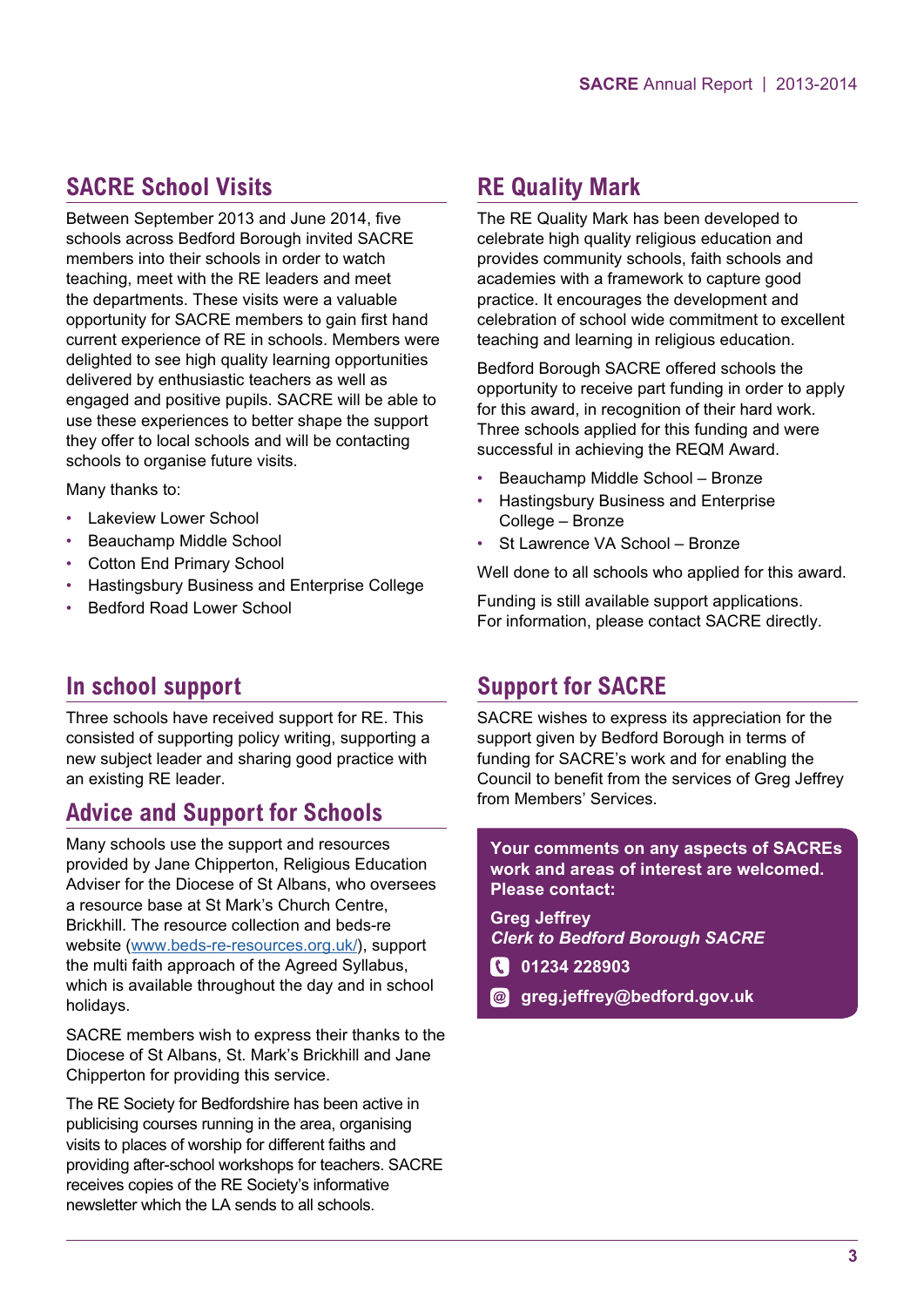## SACRE School Visits

Between September 2013 and June 2014, five schools across Bedford Borough invited SACRE members into their schools in order to watch teaching, meet with the RE leaders and meet the departments. These visits were a valuable opportunity for SACRE members to gain first hand current experience of RE in schools. Members were delighted to see high quality learning opportunities delivered by enthusiastic teachers as well as engaged and positive pupils. SACRE will be able to use these experiences to better shape the support they offer to local schools and will be contacting schools to organise future visits.

Many thanks to:

- Lakeview Lower School
- Beauchamp Middle School
- Cotton End Primary School
- Hastingsbury Business and Enterprise College
- Bedford Road Lower School

## In school support

Three schools have received support for RE. This consisted of supporting policy writing, supporting a new subject leader and sharing good practice with an existing RE leader.

## Advice and Support for Schools

Many schools use the support and resources provided by Jane Chipperton, Religious Education Adviser for the Diocese of St Albans, who oversees a resource base at St Mark's Church Centre, Brickhill. The resource collection and beds-re website (www.beds-re-resources.org.uk/), support the multi faith approach of the Agreed Syllabus, which is available throughout the day and in school holidays.

SACRE members wish to express their thanks to the Diocese of St Albans, St. Mark's Brickhill and Jane Chipperton for providing this service.

The RE Society for Bedfordshire has been active in publicising courses running in the area, organising visits to places of worship for different faiths and providing after-school workshops for teachers. SACRE receives copies of the RE Society's informative newsletter which the LA sends to all schools.

## RE Quality Mark

The RE Quality Mark has been developed to celebrate high quality religious education and provides community schools, faith schools and academies with a framework to capture good practice. It encourages the development and celebration of school wide commitment to excellent teaching and learning in religious education.

Bedford Borough SACRE offered schools the opportunity to receive part funding in order to apply for this award, in recognition of their hard work. Three schools applied for this funding and were successful in achieving the REQM Award.

- Beauchamp Middle School – Bronze
- Hastingsbury Business and Enterprise College – Bronze
- St Lawrence VA School – Bronze

Well done to all schools who applied for this award.

Funding is still available support applications. For information, please contact SACRE directly.

## Support for SACRE

SACRE wishes to express its appreciation for the support given by Bedford Borough in terms of funding for SACRE's work and for enabling the Council to benefit from the services of Greg Jeffrey from Members' Services.

**Your comments on any aspects of SACREs work and areas of interest are welcomed. Please contact:**

**Greg Jeffrey**
***Clerk to Bedford Borough SACRE***

**01234 228903**

**greg.jeffrey@bedford.gov.uk**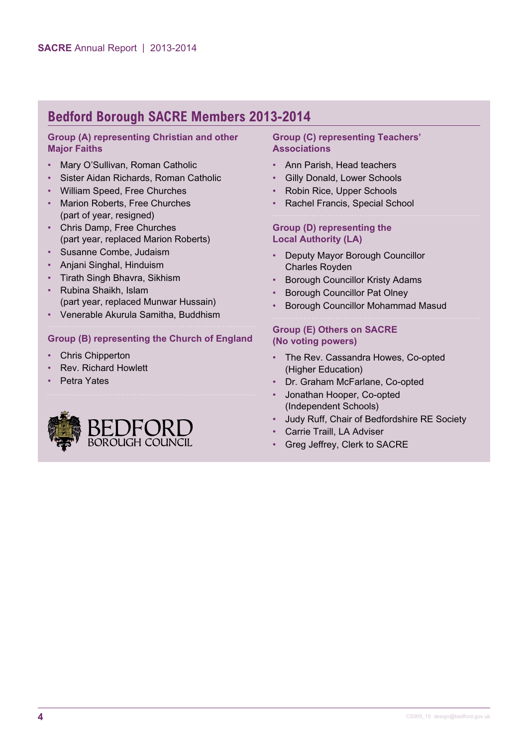## Bedford Borough SACRE Members 2013-2014

### Group (A) representing Christian and other Major Faiths

- Mary O'Sullivan, Roman Catholic
- Sister Aidan Richards, Roman Catholic
- William Speed, Free Churches
- Marion Roberts, Free Churches (part of year, resigned)
- Chris Damp, Free Churches (part year, replaced Marion Roberts)
- Susanne Combe, Judaism
- Anjani Singhal, Hinduism
- Tirath Singh Bhavra, Sikhism
- Rubina Shaikh, Islam (part year, replaced Munwar Hussain)
- Venerable Akurula Samitha, Buddhism

### Group (B) representing the Church of England

- Chris Chipperton
- Rev. Richard Howlett
- Petra Yates

### Group (C) representing Teachers' Associations

- Ann Parish, Head teachers
- Gilly Donald, Lower Schools
- Robin Rice, Upper Schools
- Rachel Francis, Special School

### Group (D) representing the Local Authority (LA)

- Deputy Mayor Borough Councillor Charles Royden
- Borough Councillor Kristy Adams
- Borough Councillor Pat Olney
- Borough Councillor Mohammad Masud

### Group (E) Others on SACRE (No voting powers)

- The Rev. Cassandra Howes, Co-opted (Higher Education)
- Dr. Graham McFarlane, Co-opted
- Jonathan Hooper, Co-opted (Independent Schools)
- Judy Ruff, Chair of Bedfordshire RE Society
- Carrie Traill, LA Adviser
- Greg Jeffrey, Clerk to SACRE

BEDFORD BOROUGH COUNCIL